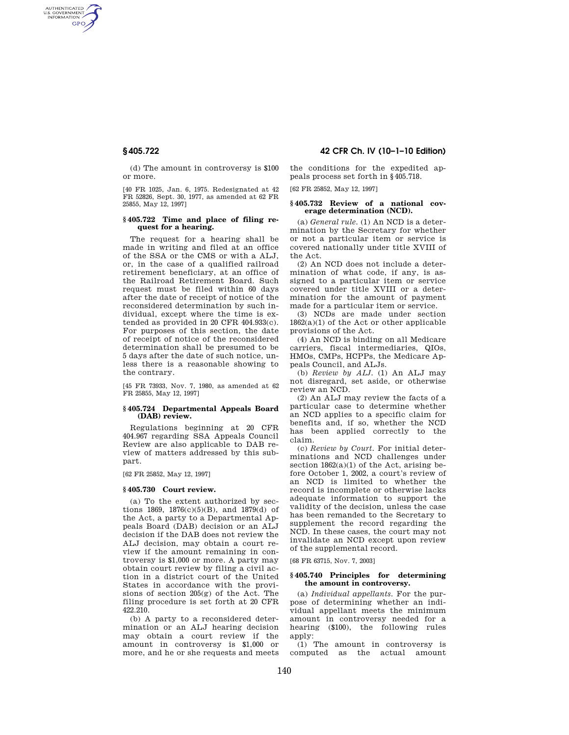(d) The amount in controversy is $100 or more.

[40 FR 1025, Jan. 6, 1975. Redesignated at 42 FR 52826, Sept. 30, 1977, as amended at 62 FR 25855, May 12, 1997]

### § 405.722 Time and place of filing request for a hearing.

The request for a hearing shall be made in writing and filed at an office of the SSA or the CMS or with a ALJ, or, in the case of a qualified railroad retirement beneficiary, at an office of the Railroad Retirement Board. Such request must be filed within 60 days after the date of receipt of notice of the reconsidered determination by such individual, except where the time is extended as provided in 20 CFR 404.933(c). For purposes of this section, the date of receipt of notice of the reconsidered determination shall be presumed to be 5 days after the date of such notice, unless there is a reasonable showing to the contrary.

[45 FR 73933, Nov. 7, 1980, as amended at 62 FR 25855, May 12, 1997]

### § 405.724 Departmental Appeals Board (DAB) review.

Regulations beginning at 20 CFR 404.967 regarding SSA Appeals Council Review are also applicable to DAB review of matters addressed by this subpart.

[62 FR 25852, May 12, 1997]

### § 405.730 Court review.

(a) To the extent authorized by sections 1869, 1876(c)(5)(B), and 1879(d) of the Act, a party to a Departmental Appeals Board (DAB) decision or an ALJ decision if the DAB does not review the ALJ decision, may obtain a court review if the amount remaining in controversy is $1,000 or more. A party may obtain court review by filing a civil action in a district court of the United States in accordance with the provisions of section 205(g) of the Act. The filing procedure is set forth at 20 CFR 422.210.

(b) A party to a reconsidered determination or an ALJ hearing decision may obtain a court review if the amount in controversy is $1,000 or more, and he or she requests and meets the conditions for the expedited appeals process set forth in § 405.718.

[62 FR 25852, May 12, 1997]

### § 405.732 Review of a national coverage determination (NCD).

(a) *General rule.* (1) An NCD is a determination by the Secretary for whether or not a particular item or service is covered nationally under title XVIII of the Act.

(2) An NCD does not include a determination of what code, if any, is assigned to a particular item or service covered under title XVIII or a determination for the amount of payment made for a particular item or service.

(3) NCDs are made under section 1862(a)(1) of the Act or other applicable provisions of the Act.

(4) An NCD is binding on all Medicare carriers, fiscal intermediaries, QIOs, HMOs, CMPs, HCPPs, the Medicare Appeals Council, and ALJs.

(b) *Review by ALJ.* (1) An ALJ may not disregard, set aside, or otherwise review an NCD.

(2) An ALJ may review the facts of a particular case to determine whether an NCD applies to a specific claim for benefits and, if so, whether the NCD has been applied correctly to the claim.

(c) *Review by Court.* For initial determinations and NCD challenges under section 1862(a)(1) of the Act, arising before October 1, 2002, a court's review of an NCD is limited to whether the record is incomplete or otherwise lacks adequate information to support the validity of the decision, unless the case has been remanded to the Secretary to supplement the record regarding the NCD. In these cases, the court may not invalidate an NCD except upon review of the supplemental record.

[68 FR 63715, Nov. 7, 2003]

### § 405.740 Principles for determining the amount in controversy.

(a) *Individual appellants.* For the purpose of determining whether an individual appellant meets the minimum amount in controversy needed for a hearing ($100), the following rules apply:

(1) The amount in controversy is computed as the actual amount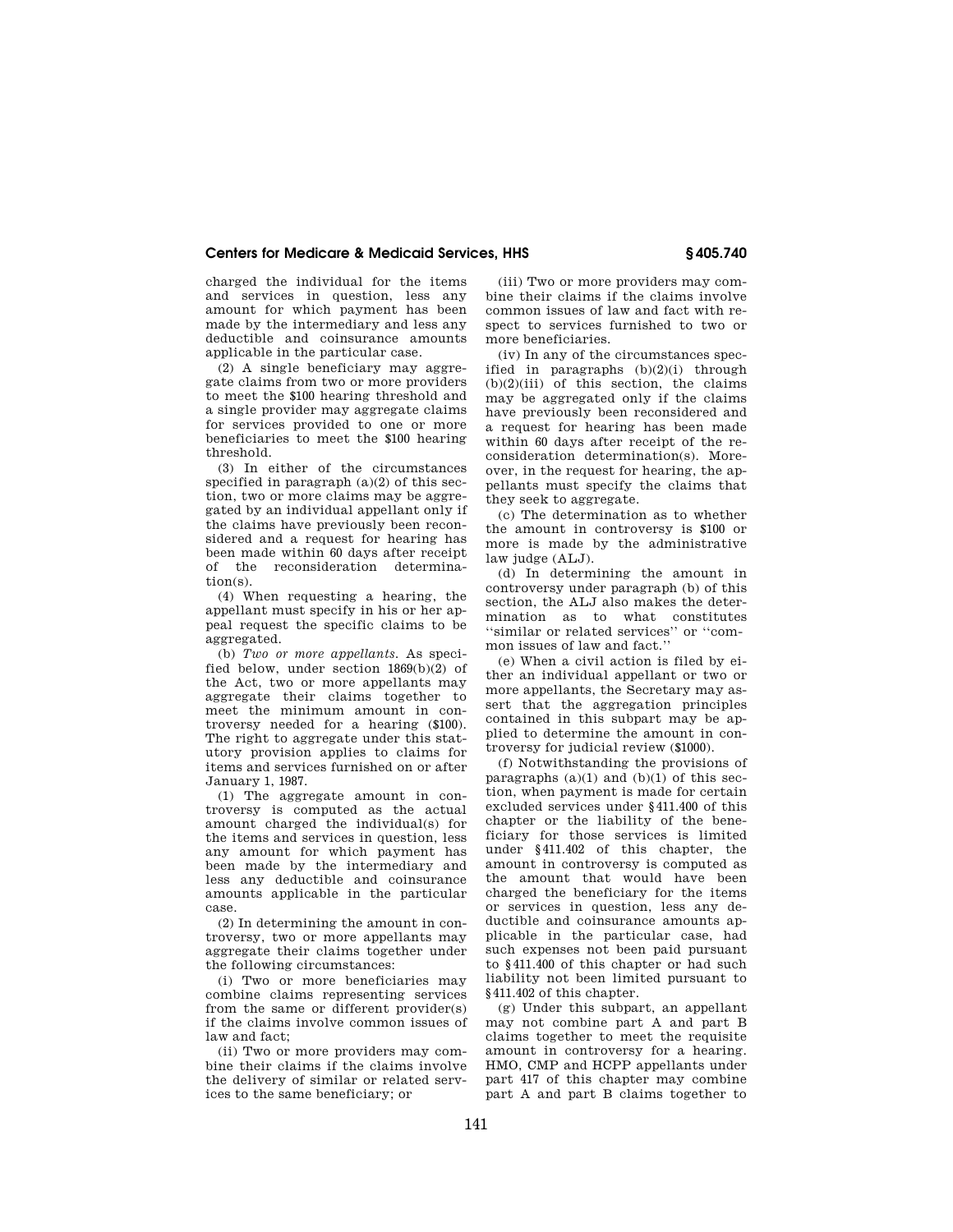charged the individual for the items and services in question, less any amount for which payment has been made by the intermediary and less any deductible and coinsurance amounts applicable in the particular case.

(2) A single beneficiary may aggregate claims from two or more providers to meet the $100 hearing threshold and a single provider may aggregate claims for services provided to one or more beneficiaries to meet the $100 hearing threshold.

(3) In either of the circumstances specified in paragraph (a)(2) of this section, two or more claims may be aggregated by an individual appellant only if the claims have previously been reconsidered and a request for hearing has been made within 60 days after receipt of the reconsideration determination(s).

(4) When requesting a hearing, the appellant must specify in his or her appeal request the specific claims to be aggregated.

(b) *Two or more appellants.* As specified below, under section 1869(b)(2) of the Act, two or more appellants may aggregate their claims together to meet the minimum amount in controversy needed for a hearing ($100). The right to aggregate under this statutory provision applies to claims for items and services furnished on or after January 1, 1987.

(1) The aggregate amount in controversy is computed as the actual amount charged the individual(s) for the items and services in question, less any amount for which payment has been made by the intermediary and less any deductible and coinsurance amounts applicable in the particular case.

(2) In determining the amount in controversy, two or more appellants may aggregate their claims together under the following circumstances:

(i) Two or more beneficiaries may combine claims representing services from the same or different provider(s) if the claims involve common issues of law and fact;

(ii) Two or more providers may combine their claims if the claims involve the delivery of similar or related services to the same beneficiary; or

(iii) Two or more providers may combine their claims if the claims involve common issues of law and fact with respect to services furnished to two or more beneficiaries.

(iv) In any of the circumstances specified in paragraphs (b)(2)(i) through (b)(2)(iii) of this section, the claims may be aggregated only if the claims have previously been reconsidered and a request for hearing has been made within 60 days after receipt of the reconsideration determination(s). Moreover, in the request for hearing, the appellants must specify the claims that they seek to aggregate.

(c) The determination as to whether the amount in controversy is $100 or more is made by the administrative law judge (ALJ).

(d) In determining the amount in controversy under paragraph (b) of this section, the ALJ also makes the determination as to what constitutes ''similar or related services'' or ''common issues of law and fact.''

(e) When a civil action is filed by either an individual appellant or two or more appellants, the Secretary may assert that the aggregation principles contained in this subpart may be applied to determine the amount in controversy for judicial review ($1000).

(f) Notwithstanding the provisions of paragraphs (a)(1) and (b)(1) of this section, when payment is made for certain excluded services under §411.400 of this chapter or the liability of the beneficiary for those services is limited under §411.402 of this chapter, the amount in controversy is computed as the amount that would have been charged the beneficiary for the items or services in question, less any deductible and coinsurance amounts applicable in the particular case, had such expenses not been paid pursuant to §411.400 of this chapter or had such liability not been limited pursuant to §411.402 of this chapter.

(g) Under this subpart, an appellant may not combine part A and part B claims together to meet the requisite amount in controversy for a hearing. HMO, CMP and HCPP appellants under part 417 of this chapter may combine part A and part B claims together to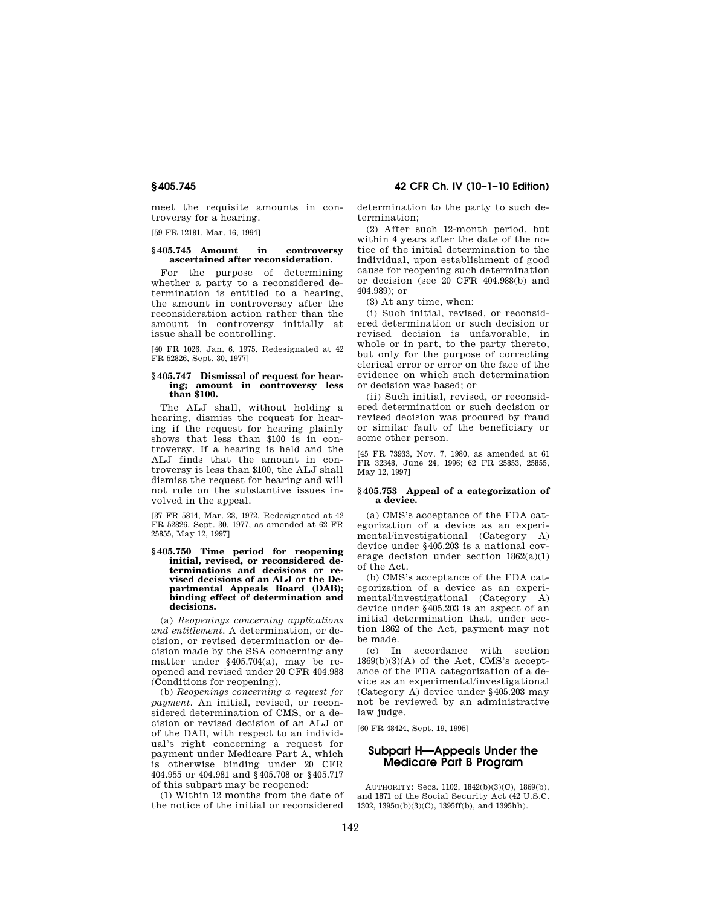meet the requisite amounts in controversy for a hearing.

[59 FR 12181, Mar. 16, 1994]

### § 405.745 Amount in controversy ascertained after reconsideration.

For the purpose of determining whether a party to a reconsidered determination is entitled to a hearing, the amount in controversey after the reconsideration action rather than the amount in controversy initially at issue shall be controlling.

[40 FR 1026, Jan. 6, 1975. Redesignated at 42 FR 52826, Sept. 30, 1977]

### § 405.747 Dismissal of request for hearing; amount in controversy less than $100.

The ALJ shall, without holding a hearing, dismiss the request for hearing if the request for hearing plainly shows that less than $100 is in controversy. If a hearing is held and the ALJ finds that the amount in controversy is less than $100, the ALJ shall dismiss the request for hearing and will not rule on the substantive issues involved in the appeal.

[37 FR 5814, Mar. 23, 1972. Redesignated at 42 FR 52826, Sept. 30, 1977, as amended at 62 FR 25855, May 12, 1997]

### § 405.750 Time period for reopening initial, revised, or reconsidered determinations and decisions or revised decisions of an ALJ or the Departmental Appeals Board (DAB); binding effect of determination and decisions.

(a) *Reopenings concerning applications and entitlement.* A determination, or decision, or revised determination or decision made by the SSA concerning any matter under §405.704(a), may be reopened and revised under 20 CFR 404.988 (Conditions for reopening).

(b) *Reopenings concerning a request for payment.* An initial, revised, or reconsidered determination of CMS, or a decision or revised decision of an ALJ or of the DAB, with respect to an individual's right concerning a request for payment under Medicare Part A, which is otherwise binding under 20 CFR 404.955 or 404.981 and §405.708 or §405.717 of this subpart may be reopened:

(1) Within 12 months from the date of the notice of the initial or reconsidered determination to the party to such determination;

(2) After such 12-month period, but within 4 years after the date of the notice of the initial determination to the individual, upon establishment of good cause for reopening such determination or decision (see 20 CFR 404.988(b) and 404.989); or

(3) At any time, when:

(i) Such initial, revised, or reconsidered determination or such decision or revised decision is unfavorable, in whole or in part, to the party thereto, but only for the purpose of correcting clerical error or error on the face of the evidence on which such determination or decision was based; or

(ii) Such initial, revised, or reconsidered determination or such decision or revised decision was procured by fraud or similar fault of the beneficiary or some other person.

[45 FR 73933, Nov. 7, 1980, as amended at 61 FR 32348, June 24, 1996; 62 FR 25853, 25855, May 12, 1997]

### § 405.753 Appeal of a categorization of a device.

(a) CMS's acceptance of the FDA categorization of a device as an experimental/investigational (Category A) device under §405.203 is a national coverage decision under section 1862(a)(1) of the Act.

(b) CMS's acceptance of the FDA categorization of a device as an experimental/investigational (Category A) device under §405.203 is an aspect of an initial determination that, under section 1862 of the Act, payment may not be made.

(c) In accordance with section 1869(b)(3)(A) of the Act, CMS's acceptance of the FDA categorization of a device as an experimental/investigational (Category A) device under §405.203 may not be reviewed by an administrative law judge.

[60 FR 48424, Sept. 19, 1995]

## Subpart H—Appeals Under the Medicare Part B Program

AUTHORITY: Secs. 1102, 1842(b)(3)(C), 1869(b), and 1871 of the Social Security Act (42 U.S.C. 1302, 1395u(b)(3)(C), 1395ff(b), and 1395hh).